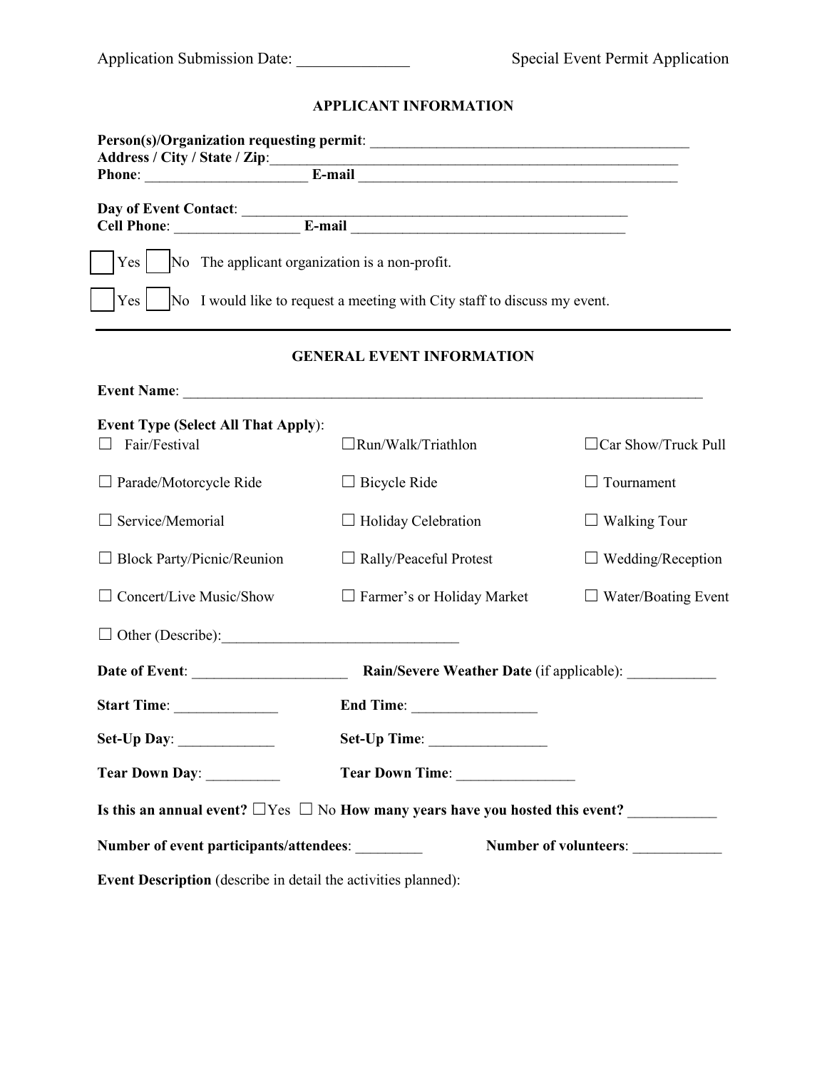Application Submission Date: ______________ Special Event Permit Application

## APPLICANT INFORMATION

**Person(s)/Organization requesting permit**: ____________________________________________

**Address / City / State / Zip**:____________________________________________________________

**Phone**: ______________________ **E-mail** ____________________________________________

**Day of Event Contact**: ____________________________________________________

**Cell Phone**: _________________ **E-mail** _____________________________________

☐ Yes ☐ No The applicant organization is a non-profit.

☐ Yes ☐ No I would like to request a meeting with City staff to discuss my event.

---

## GENERAL EVENT INFORMATION

**Event Name**: ___________________________________________________________________________

**Event Type (Select All That Apply)**:

| | | |
|---|---|---|
| ☐ Fair/Festival | ☐ Run/Walk/Triathlon | ☐ Car Show/Truck Pull |
| ☐ Parade/Motorcycle Ride | ☐ Bicycle Ride | ☐ Tournament |
| ☐ Service/Memorial | ☐ Holiday Celebration | ☐ Walking Tour |
| ☐ Block Party/Picnic/Reunion | ☐ Rally/Peaceful Protest | ☐ Wedding/Reception |
| ☐ Concert/Live Music/Show | ☐ Farmer's or Holiday Market | ☐ Water/Boating Event |

☐ Other (Describe):_________________________________

**Date of Event**: _____________________ **Rain/Severe Weather Date** (if applicable): ____________

**Start Time**: ______________ **End Time**: _________________

**Set-Up Day**: _____________ **Set-Up Time**: ________________

**Tear Down Day**: __________ **Tear Down Time**: ________________

**Is this an annual event?** ☐ Yes ☐ No **How many years have you hosted this event?** ____________

**Number of event participants/attendees**: _________ **Number of volunteers**: ____________

**Event Description** (describe in detail the activities planned):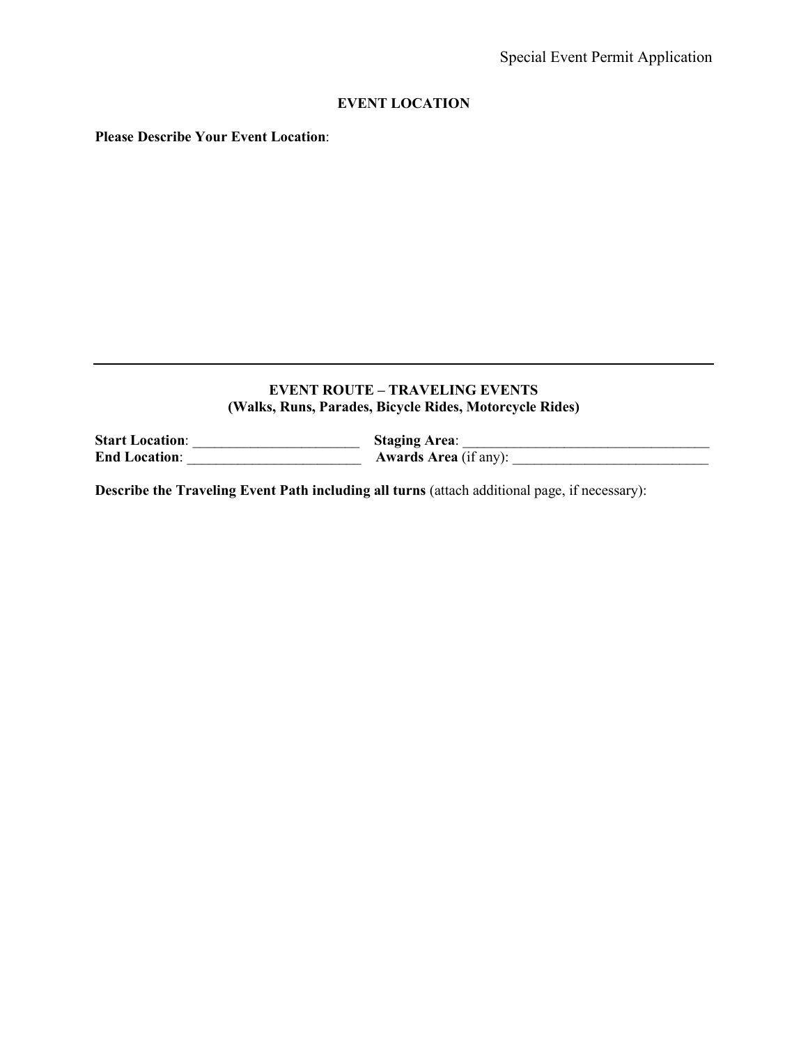## EVENT LOCATION

**Please Describe Your Event Location**:

---

## EVENT ROUTE – TRAVELING EVENTS
### (Walks, Runs, Parades, Bicycle Rides, Motorcycle Rides)

**Start Location**: ________________________ **Staging Area**: ___________________________________

**End Location**: ________________________ **Awards Area** (if any): ____________________________

**Describe the Traveling Event Path including all turns** (attach additional page, if necessary):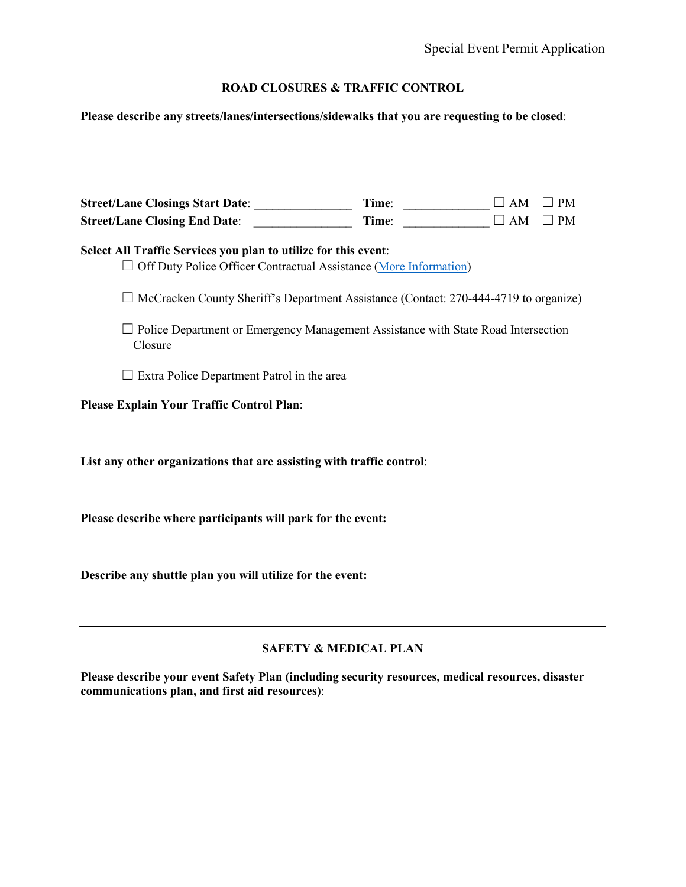## ROAD CLOSURES & TRAFFIC CONTROL

**Please describe any streets/lanes/intersections/sidewalks that you are requesting to be closed**:

**Street/Lane Closings Start Date**: ________________ **Time**: ______________ ☐ AM ☐ PM
**Street/Lane Closing End Date**: ________________ **Time**: ______________ ☐ AM ☐ PM

**Select All Traffic Services you plan to utilize for this event**:

- ☐ Off Duty Police Officer Contractual Assistance (More Information)
- ☐ McCracken County Sheriff's Department Assistance (Contact: 270-444-4719 to organize)
- ☐ Police Department or Emergency Management Assistance with State Road Intersection Closure
- ☐ Extra Police Department Patrol in the area

**Please Explain Your Traffic Control Plan**:

**List any other organizations that are assisting with traffic control**:

**Please describe where participants will park for the event:**

**Describe any shuttle plan you will utilize for the event:**

---

## SAFETY & MEDICAL PLAN

**Please describe your event Safety Plan (including security resources, medical resources, disaster communications plan, and first aid resources)**: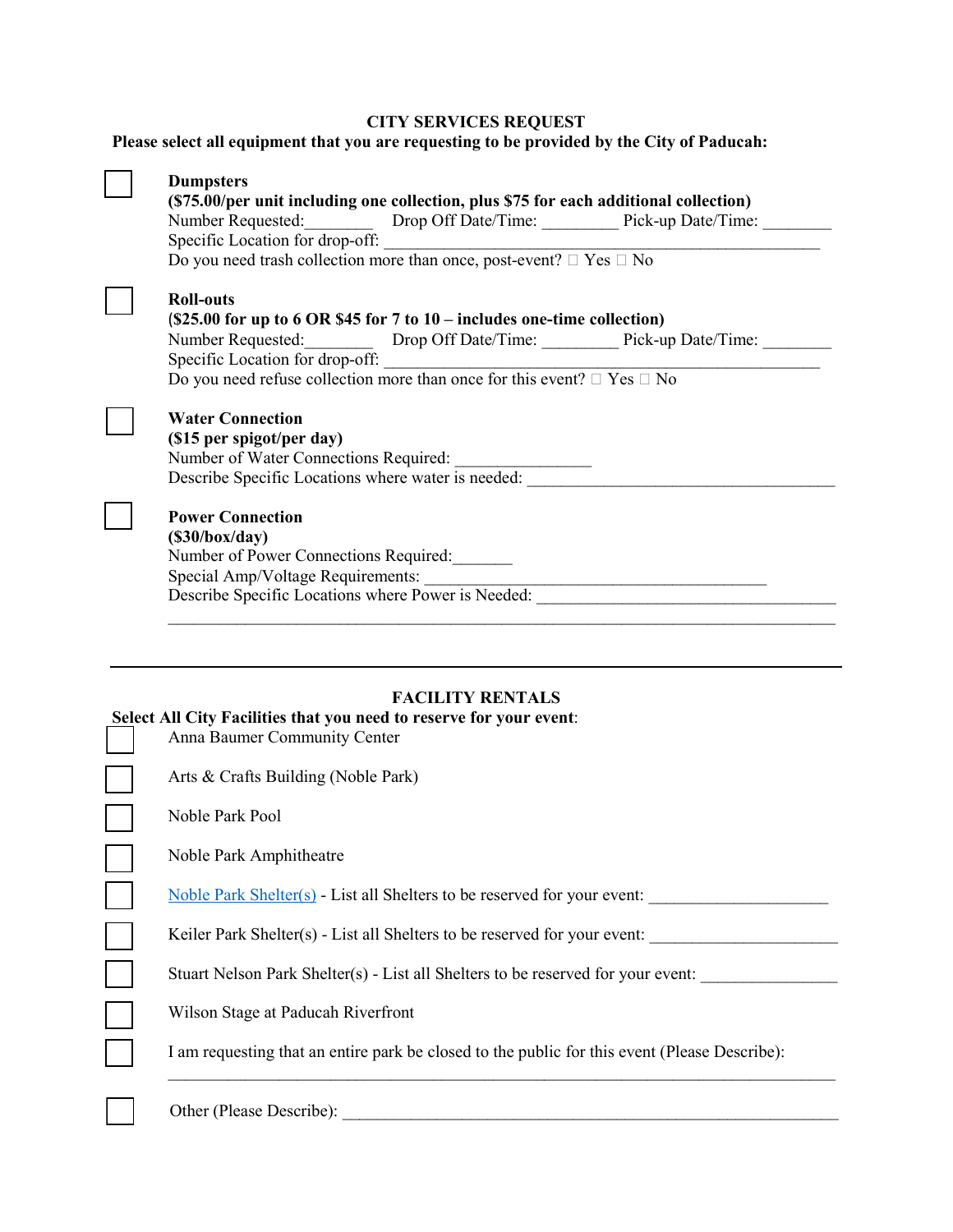## CITY SERVICES REQUEST

**Please select all equipment that you are requesting to be provided by the City of Paducah:**

☐ **Dumpsters**
**($75.00/per unit including one collection, plus $75 for each additional collection)**
Number Requested:________ Drop Off Date/Time: _________ Pick-up Date/Time: ________
Specific Location for drop-off: ______________________________________________________
Do you need trash collection more than once, post-event? ☐ Yes ☐ No

☐ **Roll-outs**
**($25.00 for up to 6 OR $45 for 7 to 10 – includes one-time collection)**
Number Requested:________ Drop Off Date/Time: _________ Pick-up Date/Time: ________
Specific Location for drop-off: ______________________________________________________
Do you need refuse collection more than once for this event? ☐ Yes ☐ No

☐ **Water Connection**
**($15 per spigot/per day)**
Number of Water Connections Required: ________________
Describe Specific Locations where water is needed: ______________________________________

☐ **Power Connection**
**($30/box/day)**
Number of Power Connections Required:_______
Special Amp/Voltage Requirements: __________________________________________
Describe Specific Locations where Power is Needed: _____________________________________
_____________________________________________________________________________________

---

## FACILITY RENTALS

**Select All City Facilities that you need to reserve for your event**:

☐ Anna Baumer Community Center

☐ Arts & Crafts Building (Noble Park)

☐ Noble Park Pool

☐ Noble Park Amphitheatre

☐ Noble Park Shelter(s) - List all Shelters to be reserved for your event: _____________________

☐ Keiler Park Shelter(s) - List all Shelters to be reserved for your event: ______________________

☐ Stuart Nelson Park Shelter(s) - List all Shelters to be reserved for your event: ________________

☐ Wilson Stage at Paducah Riverfront

☐ I am requesting that an entire park be closed to the public for this event (Please Describe):
_____________________________________________________________________________________

☐ Other (Please Describe): ______________________________________________________________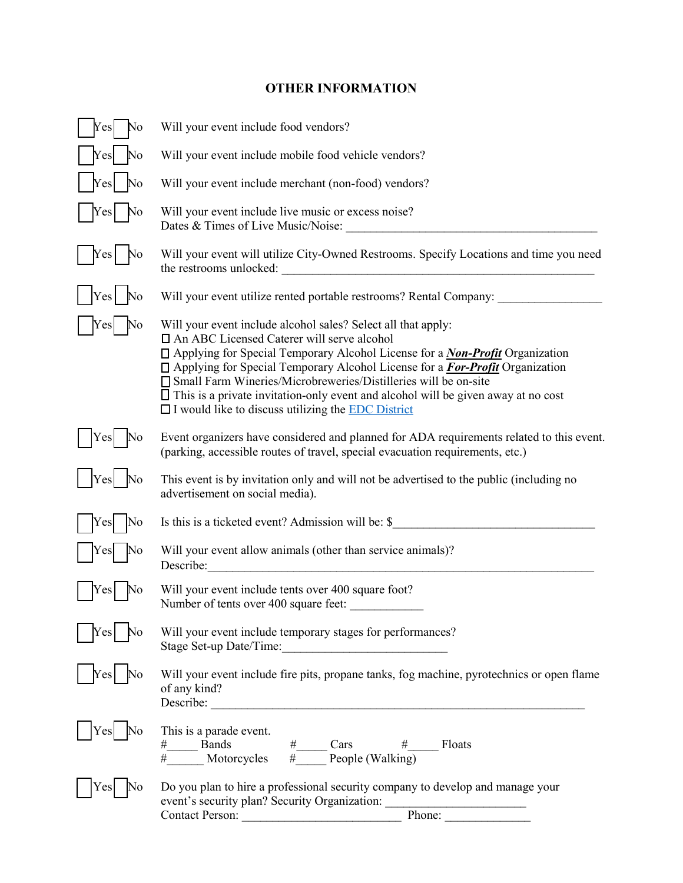## OTHER INFORMATION

☐ Yes ☐ No — Will your event include food vendors?

☐ Yes ☐ No — Will your event include mobile food vehicle vendors?

☐ Yes ☐ No — Will your event include merchant (non-food) vendors?

☐ Yes ☐ No — Will your event include live music or excess noise?
Dates & Times of Live Music/Noise: ___________________________________________

☐ Yes ☐ No — Will your event will utilize City-Owned Restrooms. Specify Locations and time you need the restrooms unlocked: ___________________________________________

☐ Yes ☐ No — Will your event utilize rented portable restrooms? Rental Company: _________________

☐ Yes ☐ No — Will your event include alcohol sales? Select all that apply:
- ☐ An ABC Licensed Caterer will serve alcohol
- ☐ Applying for Special Temporary Alcohol License for a ***Non-Profit*** Organization
- ☐ Applying for Special Temporary Alcohol License for a ***For-Profit*** Organization
- ☐ Small Farm Wineries/Microbreweries/Distilleries will be on-site
- ☐ This is a private invitation-only event and alcohol will be given away at no cost
- ☐ I would like to discuss utilizing the EDC District

☐ Yes ☐ No — Event organizers have considered and planned for ADA requirements related to this event. (parking, accessible routes of travel, special evacuation requirements, etc.)

☐ Yes ☐ No — This event is by invitation only and will not be advertised to the public (including no advertisement on social media).

☐ Yes ☐ No — Is this is a ticketed event? Admission will be: $_________________________________

☐ Yes ☐ No — Will your event allow animals (other than service animals)?
Describe:_________________________________________________________________

☐ Yes ☐ No — Will your event include tents over 400 square foot?
Number of tents over 400 square feet: ____________

☐ Yes ☐ No — Will your event include temporary stages for performances?
Stage Set-up Date/Time:__________________________

☐ Yes ☐ No — Will your event include fire pits, propane tanks, fog machine, pyrotechnics or open flame of any kind?
Describe: _______________________________________________________________

☐ Yes ☐ No — This is a parade event.
#_____ Bands #_____ Cars #_____ Floats
#______ Motorcycles #_____ People (Walking)

☐ Yes ☐ No — Do you plan to hire a professional security company to develop and manage your event's security plan? Security Organization: _______________________
Contact Person: ___________________________ Phone: ______________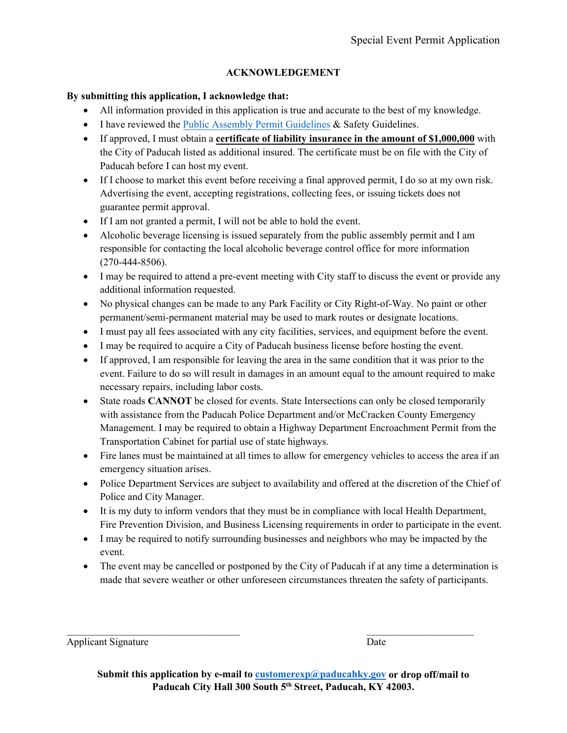## ACKNOWLEDGEMENT

**By submitting this application, I acknowledge that:**

- All information provided in this application is true and accurate to the best of my knowledge.
- I have reviewed the Public Assembly Permit Guidelines & Safety Guidelines.
- If approved, I must obtain a **certificate of liability insurance in the amount of $1,000,000** with the City of Paducah listed as additional insured. The certificate must be on file with the City of Paducah before I can host my event.
- If I choose to market this event before receiving a final approved permit, I do so at my own risk. Advertising the event, accepting registrations, collecting fees, or issuing tickets does not guarantee permit approval.
- If I am not granted a permit, I will not be able to hold the event.
- Alcoholic beverage licensing is issued separately from the public assembly permit and I am responsible for contacting the local alcoholic beverage control office for more information (270-444-8506).
- I may be required to attend a pre-event meeting with City staff to discuss the event or provide any additional information requested.
- No physical changes can be made to any Park Facility or City Right-of-Way. No paint or other permanent/semi-permanent material may be used to mark routes or designate locations.
- I must pay all fees associated with any city facilities, services, and equipment before the event.
- I may be required to acquire a City of Paducah business license before hosting the event.
- If approved, I am responsible for leaving the area in the same condition that it was prior to the event. Failure to do so will result in damages in an amount equal to the amount required to make necessary repairs, including labor costs.
- State roads **CANNOT** be closed for events. State Intersections can only be closed temporarily with assistance from the Paducah Police Department and/or McCracken County Emergency Management. I may be required to obtain a Highway Department Encroachment Permit from the Transportation Cabinet for partial use of state highways.
- Fire lanes must be maintained at all times to allow for emergency vehicles to access the area if an emergency situation arises.
- Police Department Services are subject to availability and offered at the discretion of the Chief of Police and City Manager.
- It is my duty to inform vendors that they must be in compliance with local Health Department, Fire Prevention Division, and Business Licensing requirements in order to participate in the event.
- I may be required to notify surrounding businesses and neighbors who may be impacted by the event.
- The event may be cancelled or postponed by the City of Paducah if at any time a determination is made that severe weather or other unforeseen circumstances threaten the safety of participants.

\_\_\_\_\_\_\_\_\_\_\_\_\_\_\_\_\_\_\_\_\_\_\_\_\_\_\_\_\_\_\_\_\_\_\_\_ \_\_\_\_\_\_\_\_\_\_\_\_\_\_\_\_\_\_\_\_\_\_

Applicant Signature Date

**Submit this application by e-mail to customerexp@paducahky.gov or drop off/mail to Paducah City Hall 300 South 5th Street, Paducah, KY 42003.**